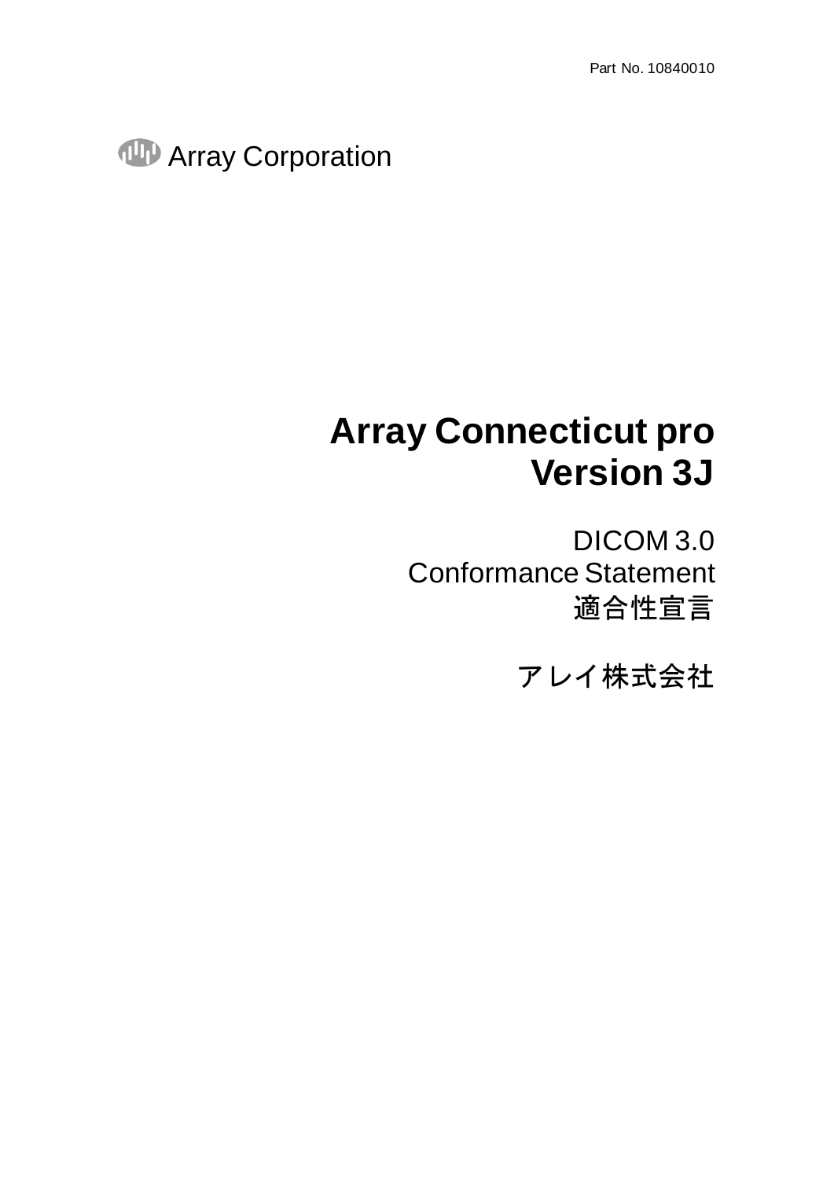Part No. 10840010

Array Corporation

# Array Connecticut pro
# Version 3J

DICOM 3.0
Conformance Statement
適合性宣言

アレイ株式会社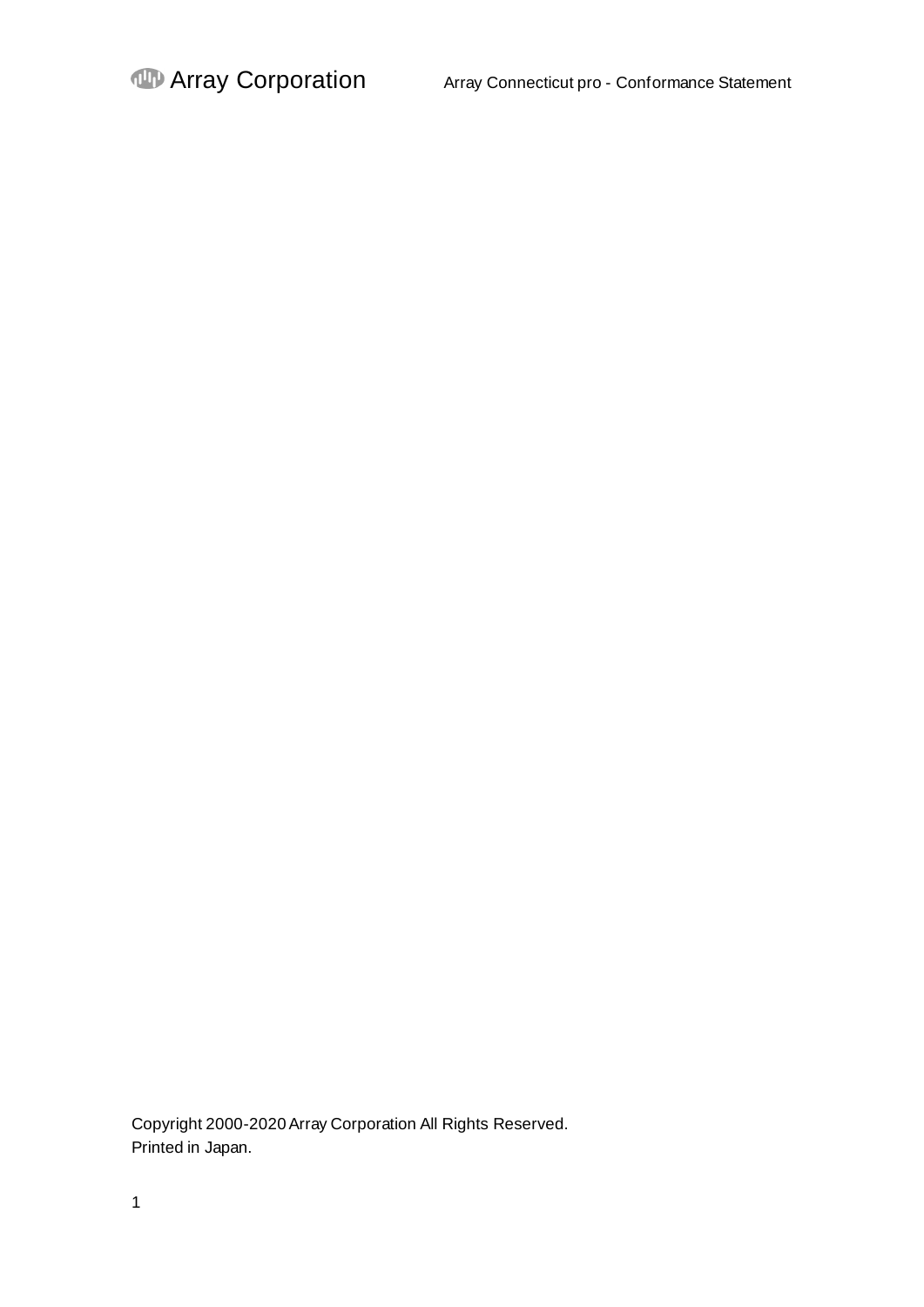Copyright 2000-2020 Array Corporation All Rights Reserved.
Printed in Japan.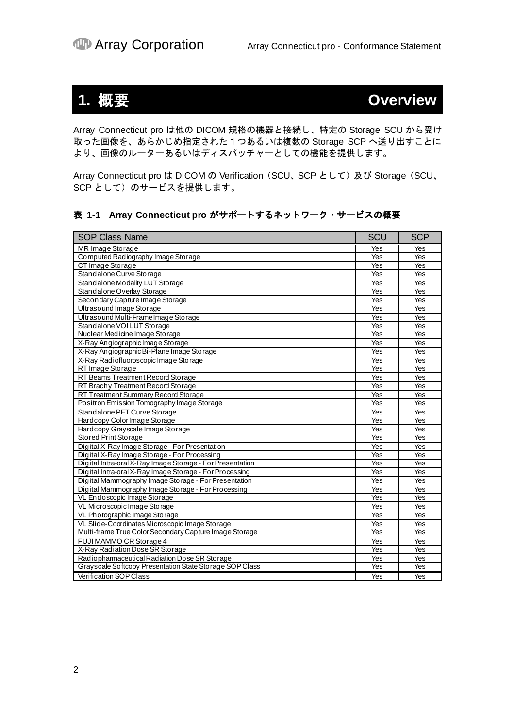# 1. 概要 Overview

Array Connecticut pro は他の DICOM 規格の機器と接続し、特定の Storage SCU から受け取った画像を、あらかじめ指定された 1 つあるいは複数の Storage SCP へ送り出すことにより、画像のルーターあるいはディスパッチャーとしての機能を提供します。

Array Connecticut pro は DICOM の Verification（SCU、SCP として）及び Storage（SCU、SCP として）のサービスを提供します。

**表 1-1 Array Connecticut pro がサポートするネットワーク・サービスの概要**

| SOP Class Name | SCU | SCP |
|---|---|---|
| MR Image Storage | Yes | Yes |
| Computed Radiography Image Storage | Yes | Yes |
| CT Image Storage | Yes | Yes |
| Standalone Curve Storage | Yes | Yes |
| Standalone Modality LUT Storage | Yes | Yes |
| Standalone Overlay Storage | Yes | Yes |
| Secondary Capture Image Storage | Yes | Yes |
| Ultrasound Image Storage | Yes | Yes |
| Ultrasound Multi-Frame Image Storage | Yes | Yes |
| Standalone VOI LUT Storage | Yes | Yes |
| Nuclear Medicine Image Storage | Yes | Yes |
| X-Ray Angiographic Image Storage | Yes | Yes |
| X-Ray Angiographic Bi-Plane Image Storage | Yes | Yes |
| X-Ray Radiofluoroscopic Image Storage | Yes | Yes |
| RT Image Storage | Yes | Yes |
| RT Beams Treatment Record Storage | Yes | Yes |
| RT Brachy Treatment Record Storage | Yes | Yes |
| RT Treatment Summary Record Storage | Yes | Yes |
| Positron Emission Tomography Image Storage | Yes | Yes |
| Standalone PET Curve Storage | Yes | Yes |
| Hardcopy Color Image Storage | Yes | Yes |
| Hardcopy Grayscale Image Storage | Yes | Yes |
| Stored Print Storage | Yes | Yes |
| Digital X-Ray Image Storage - For Presentation | Yes | Yes |
| Digital X-Ray Image Storage - For Processing | Yes | Yes |
| Digital Intra-oral X-Ray Image Storage - For Presentation | Yes | Yes |
| Digital Intra-oral X-Ray Image Storage - For Processing | Yes | Yes |
| Digital Mammography Image Storage - For Presentation | Yes | Yes |
| Digital Mammography Image Storage - For Processing | Yes | Yes |
| VL Endoscopic Image Storage | Yes | Yes |
| VL Microscopic Image Storage | Yes | Yes |
| VL Photographic Image Storage | Yes | Yes |
| VL Slide-Coordinates Microscopic Image Storage | Yes | Yes |
| Multi-frame True Color Secondary Capture Image Storage | Yes | Yes |
| FUJI MAMMO CR Storage 4 | Yes | Yes |
| X-Ray Radiation Dose SR Storage | Yes | Yes |
| Radiopharmaceutical Radiation Dose SR Storage | Yes | Yes |
| Grayscale Softcopy Presentation State Storage SOP Class | Yes | Yes |
| Verification SOP Class | Yes | Yes |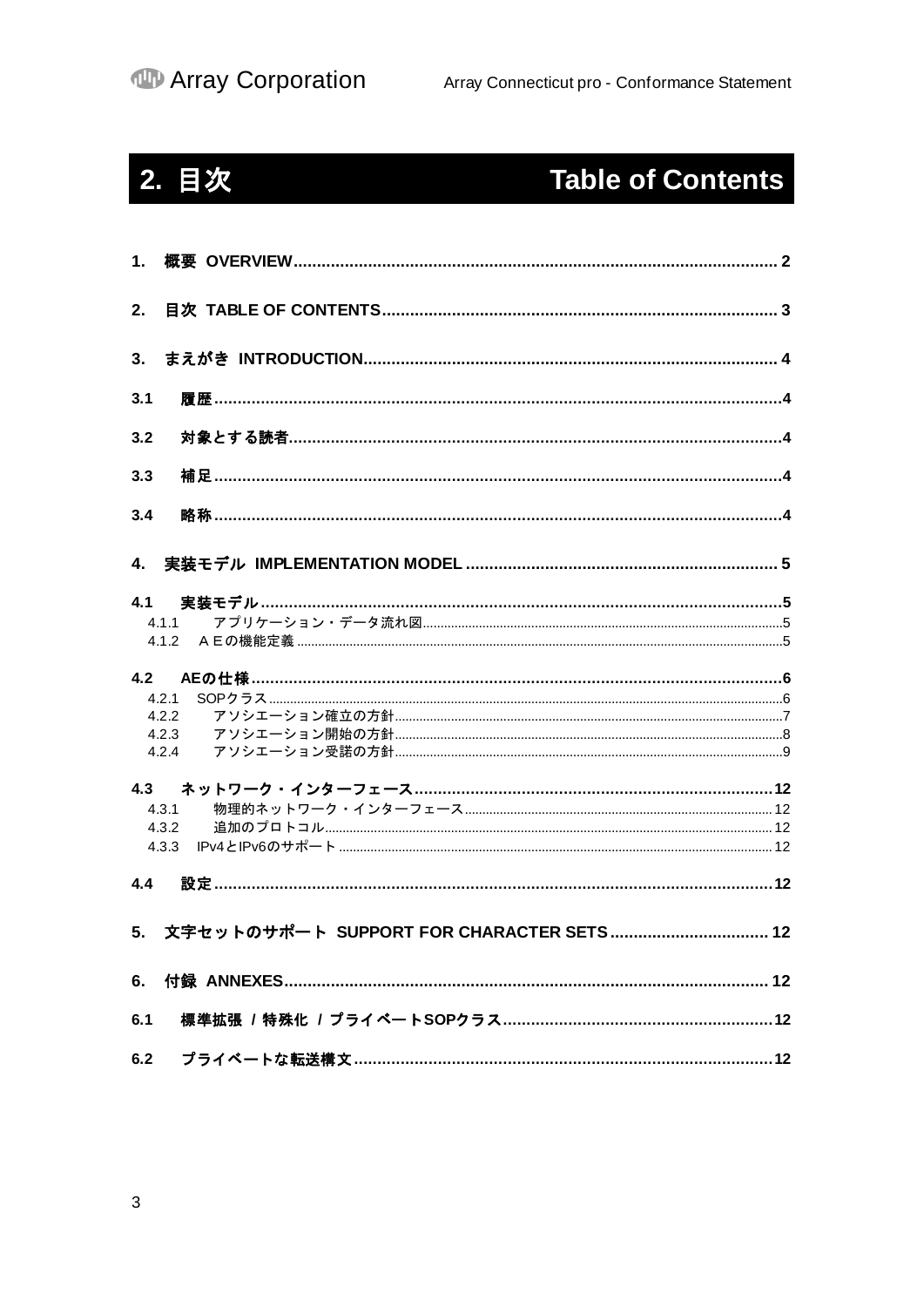# 2. 目次　Table of Contents

1. 概要 OVERVIEW ........ 2

2. 目次 TABLE OF CONTENTS ........ 3

3. まえがき INTRODUCTION ........ 4

3.1 履歴 ........ 4

3.2 対象とする読者 ........ 4

3.3 補足 ........ 4

3.4 略称 ........ 4

4. 実装モデル IMPLEMENTATION MODEL ........ 5

4.1 実装モデル ........ 5
- 4.1.1 アプリケーション・データ流れ図 ........ 5
- 4.1.2 ＡＥの機能定義 ........ 5

4.2 AEの仕様 ........ 6
- 4.2.1 SOPクラス ........ 6
- 4.2.2 アソシエーション確立の方針 ........ 7
- 4.2.3 アソシエーション開始の方針 ........ 8
- 4.2.4 アソシエーション受諾の方針 ........ 9

4.3 ネットワーク・インターフェース ........ 12
- 4.3.1 物理的ネットワーク・インターフェース ........ 12
- 4.3.2 追加のプロトコル ........ 12
- 4.3.3 IPv4とIPv6のサポート ........ 12

4.4 設定 ........ 12

5. 文字セットのサポート SUPPORT FOR CHARACTER SETS ........ 12

6. 付録 ANNEXES ........ 12

6.1 標準拡張 / 特殊化 / プライベートSOPクラス ........ 12

6.2 プライベートな転送構文 ........ 12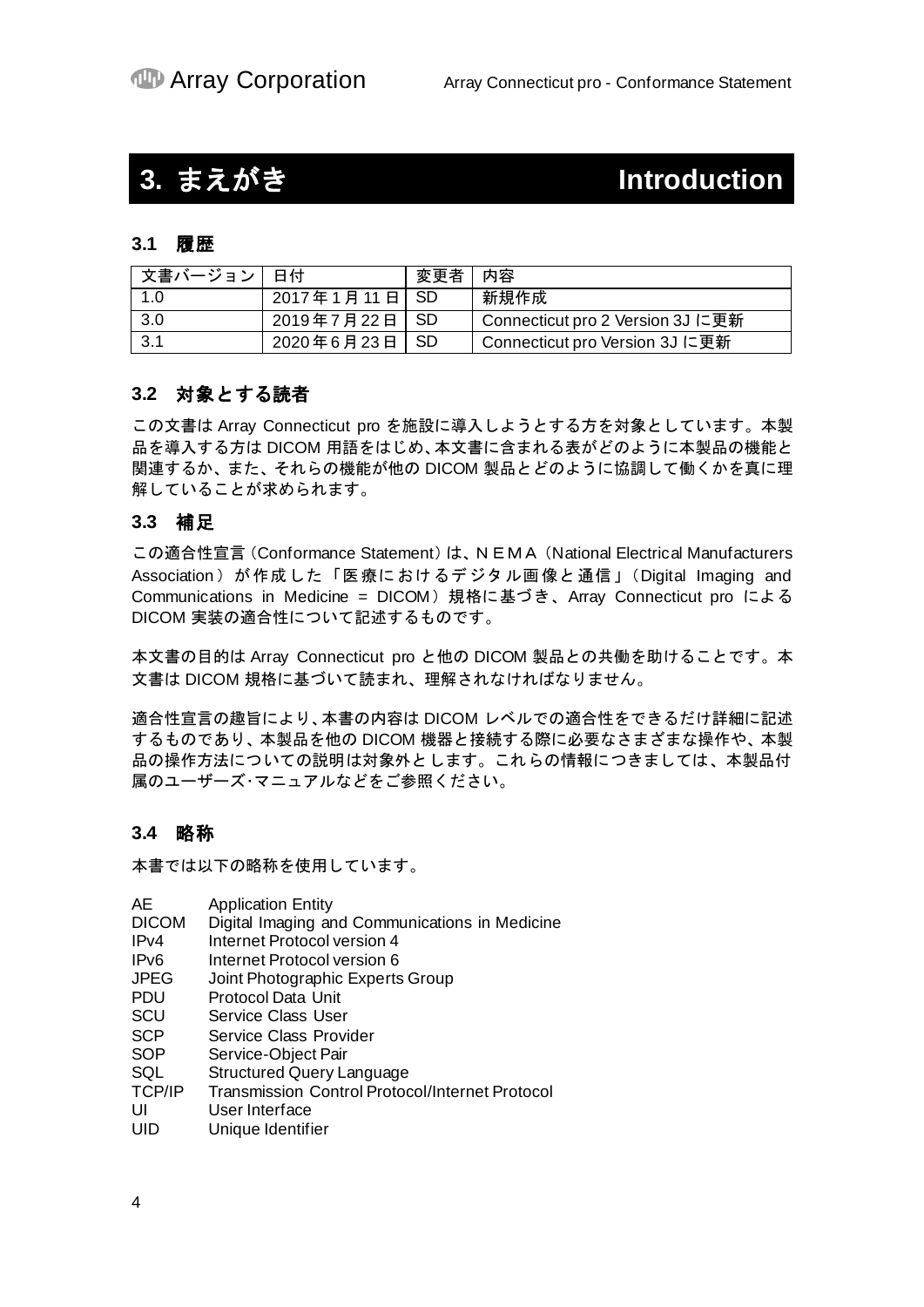# 3. まえがき Introduction

## 3.1 履歴

| 文書バージョン | 日付 | 変更者 | 内容 |
|---|---|---|---|
| 1.0 | 2017年1月11日 | SD | 新規作成 |
| 3.0 | 2019年7月22日 | SD | Connecticut pro 2 Version 3J に更新 |
| 3.1 | 2020年6月23日 | SD | Connecticut pro Version 3J に更新 |

## 3.2 対象とする読者

この文書は Array Connecticut pro を施設に導入しようとする方を対象としています。本製品を導入する方は DICOM 用語をはじめ、本文書に含まれる表がどのように本製品の機能と関連するか、また、それらの機能が他の DICOM 製品とどのように協調して働くかを真に理解していることが求められます。

## 3.3 補足

この適合性宣言（Conformance Statement）は、ＮＥＭＡ（National Electrical Manufacturers Association）が作成した「医療におけるデジタル画像と通信」（Digital Imaging and Communications in Medicine = DICOM）規格に基づき、Array Connecticut pro による DICOM 実装の適合性について記述するものです。

本文書の目的は Array Connecticut pro と他の DICOM 製品との共働を助けることです。本文書は DICOM 規格に基づいて読まれ、理解されなければなりません。

適合性宣言の趣旨により、本書の内容は DICOM レベルでの適合性をできるだけ詳細に記述するものであり、本製品を他の DICOM 機器と接続する際に必要なさまざまな操作や、本製品の操作方法についての説明は対象外とします。これらの情報につきましては、本製品付属のユーザーズ･マニュアルなどをご参照ください。

## 3.4 略称

本書では以下の略称を使用しています。

- AE　Application Entity
- DICOM　Digital Imaging and Communications in Medicine
- IPv4　Internet Protocol version 4
- IPv6　Internet Protocol version 6
- JPEG　Joint Photographic Experts Group
- PDU　Protocol Data Unit
- SCU　Service Class User
- SCP　Service Class Provider
- SOP　Service-Object Pair
- SQL　Structured Query Language
- TCP/IP　Transmission Control Protocol/Internet Protocol
- UI　User Interface
- UID　Unique Identifier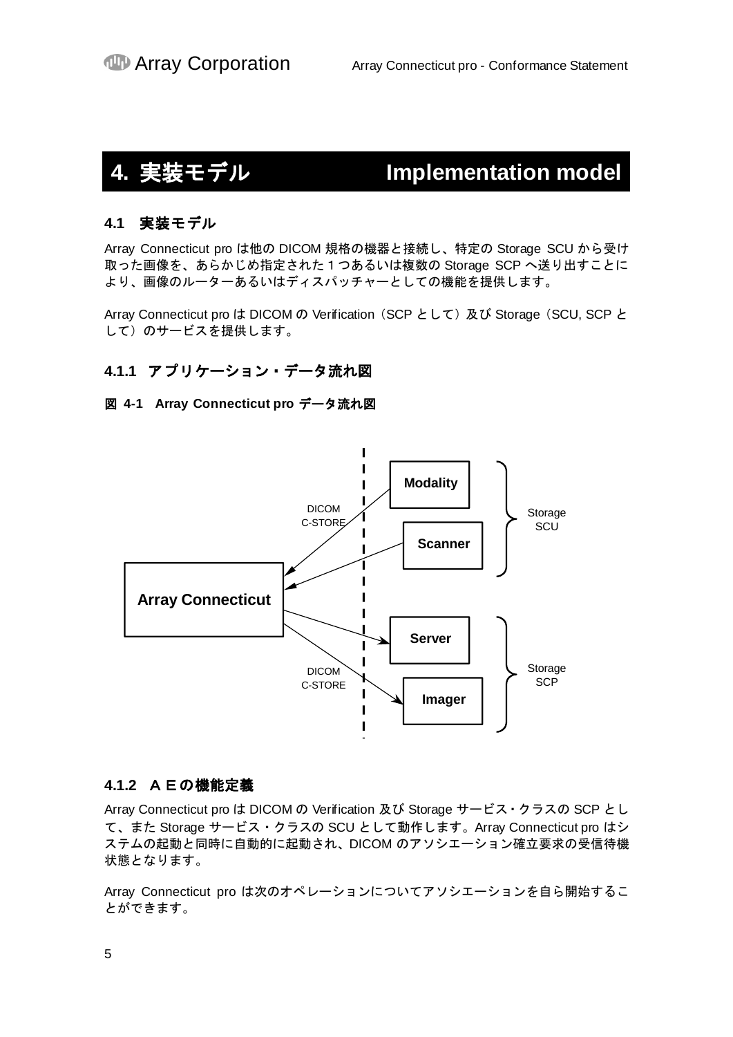# 4. 実装モデル　Implementation model

## 4.1 実装モデル

Array Connecticut pro は他の DICOM 規格の機器と接続し、特定の Storage SCU から受け取った画像を、あらかじめ指定された１つあるいは複数の Storage SCP へ送り出すことにより、画像のルーターあるいはディスパッチャーとしての機能を提供します。

Array Connecticut pro は DICOM の Verification（SCP として）及び Storage（SCU, SCP として）のサービスを提供します。

### 4.1.1 アプリケーション・データ流れ図

**図 4-1 Array Connecticut pro データ流れ図**

Modality
Scanner
Storage SCU
DICOM C-STORE
Array Connecticut
Server
Imager
Storage SCP
DICOM C-STORE

### 4.1.2 ＡＥの機能定義

Array Connecticut pro は DICOM の Verification 及び Storage サービス・クラスの SCP として、また Storage サービス・クラスの SCU として動作します。Array Connecticut pro はシステムの起動と同時に自動的に起動され、DICOM のアソシエーション確立要求の受信待機状態となります。

Array Connecticut pro は次のオペレーションについてアソシエーションを自ら開始することができます。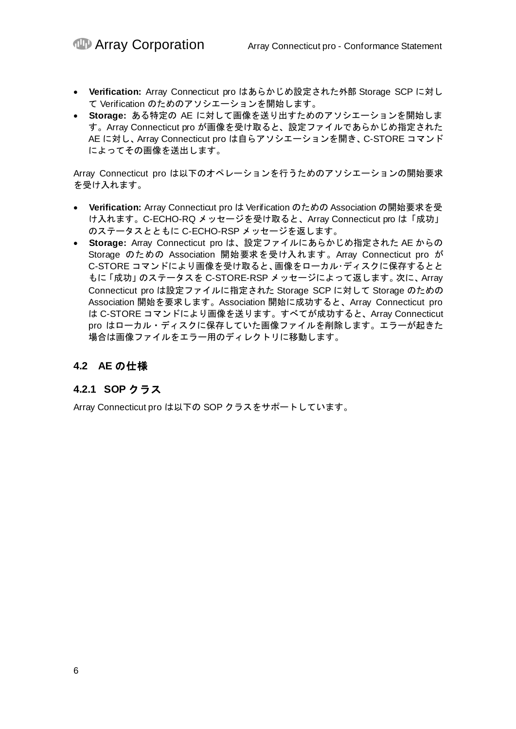- **Verification:** Array Connecticut pro はあらかじめ設定された外部 Storage SCP に対して Verification のためのアソシエーションを開始します。
- **Storage:** ある特定の AE に対して画像を送り出すためのアソシエーションを開始します。Array Connecticut pro が画像を受け取ると、設定ファイルであらかじめ指定された AE に対し、Array Connecticut pro は自らアソシエーションを開き、C-STORE コマンドによってその画像を送出します。

Array Connecticut pro は以下のオペレーションを行うためのアソシエーションの開始要求を受け入れます。

- **Verification:** Array Connecticut pro は Verification のための Association の開始要求を受け入れます。C-ECHO-RQ メッセージを受け取ると、Array Connecticut pro は「成功」のステータスとともに C-ECHO-RSP メッセージを返します。
- **Storage:** Array Connecticut pro は、設定ファイルにあらかじめ指定された AE からの Storage のための Association 開始要求を受け入れます。Array Connecticut pro が C-STORE コマンドにより画像を受け取ると、画像をローカル･ディスクに保存するとともに「成功」のステータスを C-STORE-RSP メッセージによって返します。次に、Array Connecticut pro は設定ファイルに指定された Storage SCP に対して Storage のための Association 開始を要求します。Association 開始に成功すると、Array Connecticut pro は C-STORE コマンドにより画像を送ります。すべてが成功すると、Array Connecticut pro はローカル・ディスクに保存していた画像ファイルを削除します。エラーが起きた場合は画像ファイルをエラー用のディレクトリに移動します。

## 4.2 AE の仕様

### 4.2.1 SOP クラス

Array Connecticut pro は以下の SOP クラスをサポートしています。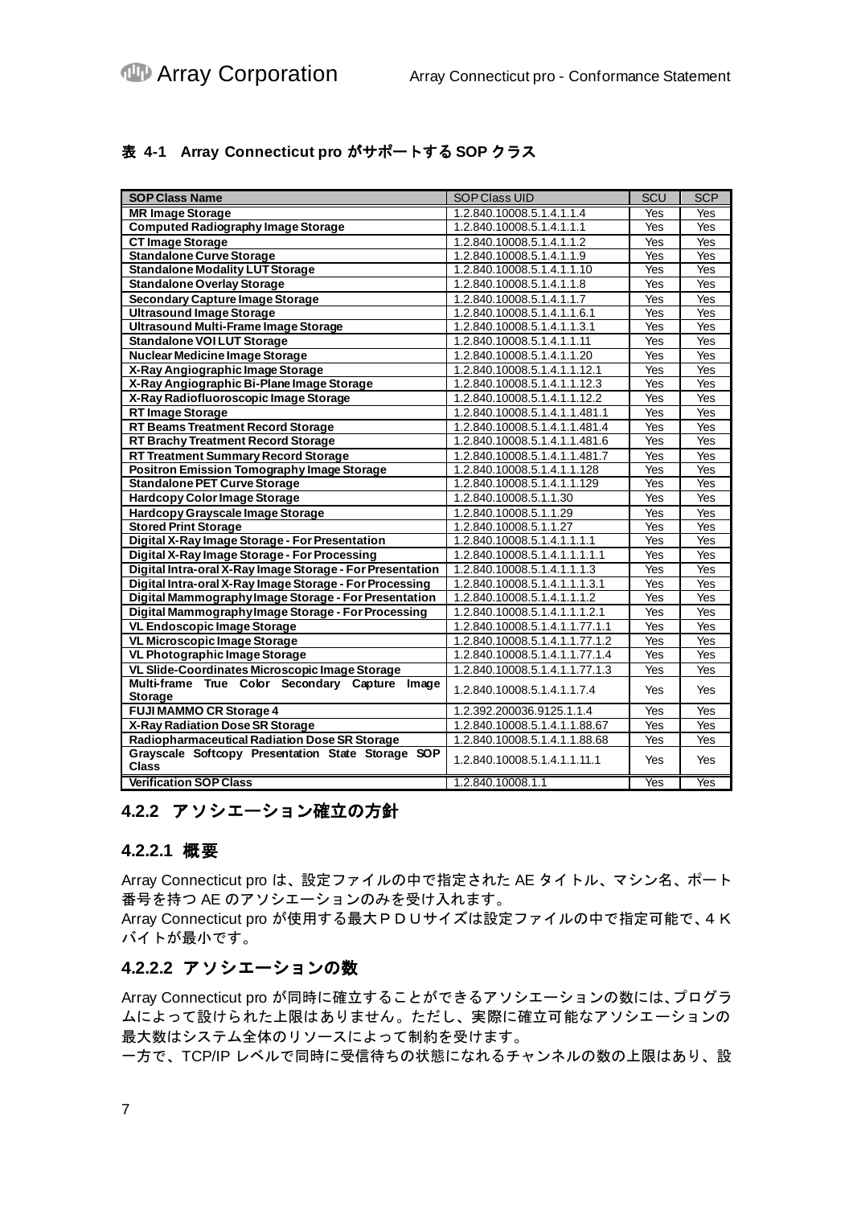**表 4-1 Array Connecticut pro がサポートする SOP クラス**

| SOP Class Name | SOP Class UID | SCU | SCP |
|---|---|---|---|
| MR Image Storage | 1.2.840.10008.5.1.4.1.1.4 | Yes | Yes |
| Computed Radiography Image Storage | 1.2.840.10008.5.1.4.1.1.1 | Yes | Yes |
| CT Image Storage | 1.2.840.10008.5.1.4.1.1.2 | Yes | Yes |
| Standalone Curve Storage | 1.2.840.10008.5.1.4.1.1.9 | Yes | Yes |
| Standalone Modality LUT Storage | 1.2.840.10008.5.1.4.1.1.10 | Yes | Yes |
| Standalone Overlay Storage | 1.2.840.10008.5.1.4.1.1.8 | Yes | Yes |
| Secondary Capture Image Storage | 1.2.840.10008.5.1.4.1.1.7 | Yes | Yes |
| Ultrasound Image Storage | 1.2.840.10008.5.1.4.1.1.6.1 | Yes | Yes |
| Ultrasound Multi-Frame Image Storage | 1.2.840.10008.5.1.4.1.1.3.1 | Yes | Yes |
| Standalone VOI LUT Storage | 1.2.840.10008.5.1.4.1.1.11 | Yes | Yes |
| Nuclear Medicine Image Storage | 1.2.840.10008.5.1.4.1.1.20 | Yes | Yes |
| X-Ray Angiographic Image Storage | 1.2.840.10008.5.1.4.1.1.12.1 | Yes | Yes |
| X-Ray Angiographic Bi-Plane Image Storage | 1.2.840.10008.5.1.4.1.1.12.3 | Yes | Yes |
| X-Ray Radiofluoroscopic Image Storage | 1.2.840.10008.5.1.4.1.1.12.2 | Yes | Yes |
| RT Image Storage | 1.2.840.10008.5.1.4.1.1.481.1 | Yes | Yes |
| RT Beams Treatment Record Storage | 1.2.840.10008.5.1.4.1.1.481.4 | Yes | Yes |
| RT Brachy Treatment Record Storage | 1.2.840.10008.5.1.4.1.1.481.6 | Yes | Yes |
| RT Treatment Summary Record Storage | 1.2.840.10008.5.1.4.1.1.481.7 | Yes | Yes |
| Positron Emission Tomography Image Storage | 1.2.840.10008.5.1.4.1.1.128 | Yes | Yes |
| Standalone PET Curve Storage | 1.2.840.10008.5.1.4.1.1.129 | Yes | Yes |
| Hardcopy Color Image Storage | 1.2.840.10008.5.1.1.30 | Yes | Yes |
| Hardcopy Grayscale Image Storage | 1.2.840.10008.5.1.1.29 | Yes | Yes |
| Stored Print Storage | 1.2.840.10008.5.1.1.27 | Yes | Yes |
| Digital X-Ray Image Storage - For Presentation | 1.2.840.10008.5.1.4.1.1.1.1 | Yes | Yes |
| Digital X-Ray Image Storage - For Processing | 1.2.840.10008.5.1.4.1.1.1.1.1 | Yes | Yes |
| Digital Intra-oral X-Ray Image Storage - For Presentation | 1.2.840.10008.5.1.4.1.1.1.3 | Yes | Yes |
| Digital Intra-oral X-Ray Image Storage - For Processing | 1.2.840.10008.5.1.4.1.1.1.3.1 | Yes | Yes |
| Digital Mammography Image Storage - For Presentation | 1.2.840.10008.5.1.4.1.1.1.2 | Yes | Yes |
| Digital Mammography Image Storage - For Processing | 1.2.840.10008.5.1.4.1.1.1.2.1 | Yes | Yes |
| VL Endoscopic Image Storage | 1.2.840.10008.5.1.4.1.1.77.1.1 | Yes | Yes |
| VL Microscopic Image Storage | 1.2.840.10008.5.1.4.1.1.77.1.2 | Yes | Yes |
| VL Photographic Image Storage | 1.2.840.10008.5.1.4.1.1.77.1.4 | Yes | Yes |
| VL Slide-Coordinates Microscopic Image Storage | 1.2.840.10008.5.1.4.1.1.77.1.3 | Yes | Yes |
| Multi-frame True Color Secondary Capture Image Storage | 1.2.840.10008.5.1.4.1.1.7.4 | Yes | Yes |
| FUJI MAMMO CR Storage 4 | 1.2.392.200036.9125.1.1.4 | Yes | Yes |
| X-Ray Radiation Dose SR Storage | 1.2.840.10008.5.1.4.1.1.88.67 | Yes | Yes |
| Radiopharmaceutical Radiation Dose SR Storage | 1.2.840.10008.5.1.4.1.1.88.68 | Yes | Yes |
| Grayscale Softcopy Presentation State Storage SOP Class | 1.2.840.10008.5.1.4.1.1.11.1 | Yes | Yes |
| Verification SOP Class | 1.2.840.10008.1.1 | Yes | Yes |

## 4.2.2 アソシエーション確立の方針

### 4.2.2.1 概要

Array Connecticut pro は、設定ファイルの中で指定された AE タイトル、マシン名、ポート番号を持つ AE のアソシエーションのみを受け入れます。
Array Connecticut pro が使用する最大ＰＤＵサイズは設定ファイルの中で指定可能で、４Ｋバイトが最小です。

### 4.2.2.2 アソシエーションの数

Array Connecticut pro が同時に確立することができるアソシエーションの数には、プログラムによって設けられた上限はありません。ただし、実際に確立可能なアソシエーションの最大数はシステム全体のリソースによって制約を受けます。
一方で、TCP/IP レベルで同時に受信待ちの状態になれるチャンネルの数の上限はあり、設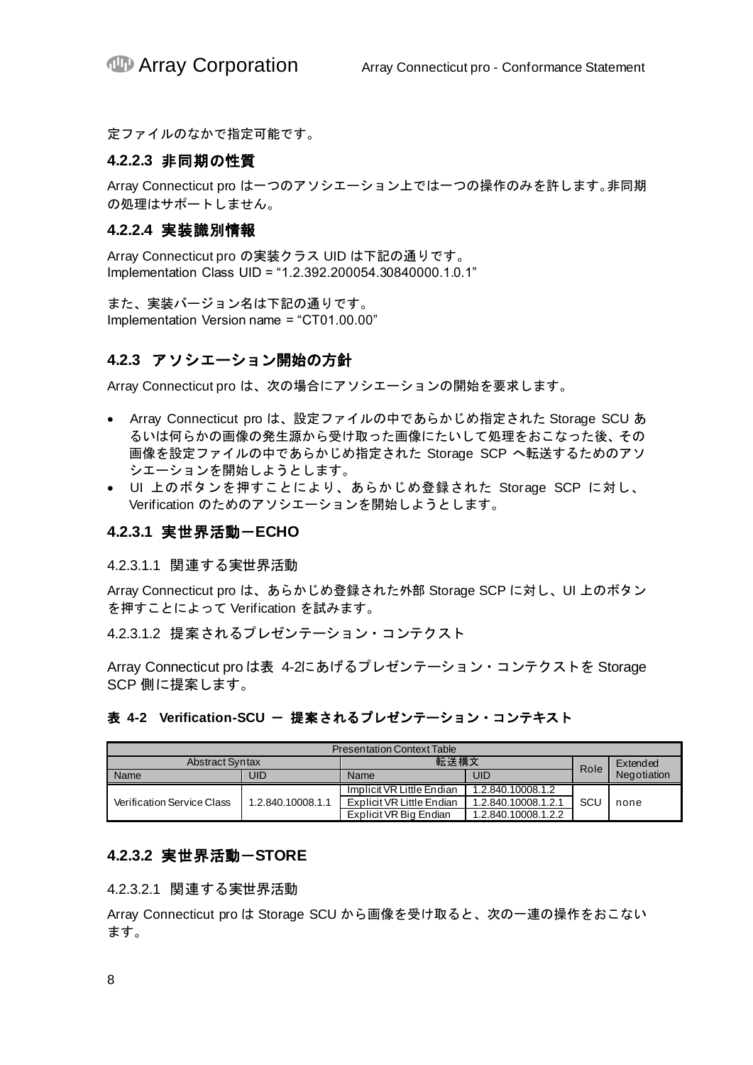定ファイルのなかで指定可能です。

#### 4.2.2.3 非同期の性質

Array Connecticut pro は一つのアソシエーション上では一つの操作のみを許します。非同期の処理はサポートしません。

#### 4.2.2.4 実装識別情報

Array Connecticut pro の実装クラス UID は下記の通りです。
Implementation Class UID = “1.2.392.200054.30840000.1.0.1”

また、実装バージョン名は下記の通りです。
Implementation Version name = “CT01.00.00”

### 4.2.3 アソシエーション開始の方針

Array Connecticut pro は、次の場合にアソシエーションの開始を要求します。

- Array Connecticut pro は、設定ファイルの中であらかじめ指定された Storage SCU あるいは何らかの画像の発生源から受け取った画像にたいして処理をおこなった後、その画像を設定ファイルの中であらかじめ指定された Storage SCP へ転送するためのアソシエーションを開始しようとします。
- UI 上のボタンを押すことにより、あらかじめ登録された Storage SCP に対し、Verification のためのアソシエーションを開始しようとします。

#### 4.2.3.1 実世界活動－ECHO

4.2.3.1.1 関連する実世界活動

Array Connecticut pro は、あらかじめ登録された外部 Storage SCP に対し、UI 上のボタンを押すことによって Verification を試みます。

4.2.3.1.2 提案されるプレゼンテーション・コンテクスト

Array Connecticut pro は表 4-2にあげるプレゼンテーション・コンテクストを Storage SCP 側に提案します。

**表 4-2 Verification-SCU ー 提案されるプレゼンテーション・コンテキスト**

| Presentation Context Table | | | | | |
|---|---|---|---|---|---|
| Abstract Syntax | | 転送構文 | | Role | Extended Negotiation |
| Name | UID | Name | UID | | |
| Verification Service Class | 1.2.840.10008.1.1 | Implicit VR Little Endian | 1.2.840.10008.1.2 | SCU | none |
| | | Explicit VR Little Endian | 1.2.840.10008.1.2.1 | | |
| | | Explicit VR Big Endian | 1.2.840.10008.1.2.2 | | |

#### 4.2.3.2 実世界活動－STORE

4.2.3.2.1 関連する実世界活動

Array Connecticut pro は Storage SCU から画像を受け取ると、次の一連の操作をおこないます。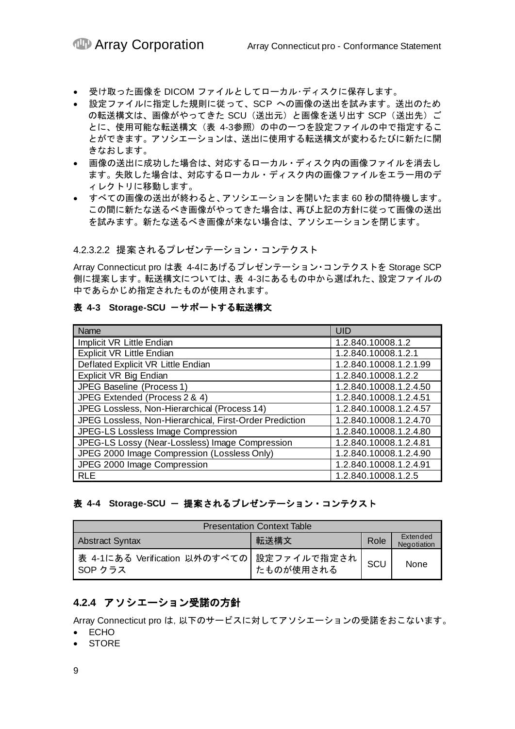- 受け取った画像を DICOM ファイルとしてローカル･ディスクに保存します。
- 設定ファイルに指定した規則に従って、SCP への画像の送出を試みます。送出のための転送構文は、画像がやってきた SCU（送出元）と画像を送り出す SCP（送出先）ごとに、使用可能な転送構文（表 4-3参照）の中の一つを設定ファイルの中で指定することができます。アソシエーションは、送出に使用する転送構文が変わるたびに新たに開きなおします。
- 画像の送出に成功した場合は、対応するローカル・ディスク内の画像ファイルを消去します。失敗した場合は、対応するローカル・ディスク内の画像ファイルをエラー用のディレクトリに移動します。
- すべての画像の送出が終わると､アソシエーションを開いたまま 60 秒の間待機します。この間に新たな送るべき画像がやってきた場合は、再び上記の方針に従って画像の送出を試みます。新たな送るべき画像が来ない場合は、アソシエーションを閉じます。

#### 4.2.3.2.2 提案されるプレゼンテーション・コンテクスト

Array Connecticut pro は表 4-4にあげるプレゼンテーション･コンテクストを Storage SCP 側に提案します。転送構文については、表 4-3にあるもの中から選ばれた、設定ファイルの中であらかじめ指定されたものが使用されます。

**表 4-3 Storage-SCU －サポートする転送構文**

| Name | UID |
|---|---|
| Implicit VR Little Endian | 1.2.840.10008.1.2 |
| Explicit VR Little Endian | 1.2.840.10008.1.2.1 |
| Deflated Explicit VR Little Endian | 1.2.840.10008.1.2.1.99 |
| Explicit VR Big Endian | 1.2.840.10008.1.2.2 |
| JPEG Baseline (Process 1) | 1.2.840.10008.1.2.4.50 |
| JPEG Extended (Process 2 & 4) | 1.2.840.10008.1.2.4.51 |
| JPEG Lossless, Non-Hierarchical (Process 14) | 1.2.840.10008.1.2.4.57 |
| JPEG Lossless, Non-Hierarchical, First-Order Prediction | 1.2.840.10008.1.2.4.70 |
| JPEG-LS Lossless Image Compression | 1.2.840.10008.1.2.4.80 |
| JPEG-LS Lossy (Near-Lossless) Image Compression | 1.2.840.10008.1.2.4.81 |
| JPEG 2000 Image Compression (Lossless Only) | 1.2.840.10008.1.2.4.90 |
| JPEG 2000 Image Compression | 1.2.840.10008.1.2.4.91 |
| RLE | 1.2.840.10008.1.2.5 |

**表 4-4 Storage-SCU － 提案されるプレゼンテーション・コンテクスト**

| Presentation Context Table | | | |
|---|---|---|---|
| Abstract Syntax | 転送構文 | Role | Extended Negotiation |
| 表 4-1にある Verification 以外のすべての SOP クラス | 設定ファイルで指定されたものが使用される | SCU | None |

### 4.2.4 アソシエーション受諾の方針

Array Connecticut pro は, 以下のサービスに対してアソシエーションの受諾をおこないます。

- ECHO
- STORE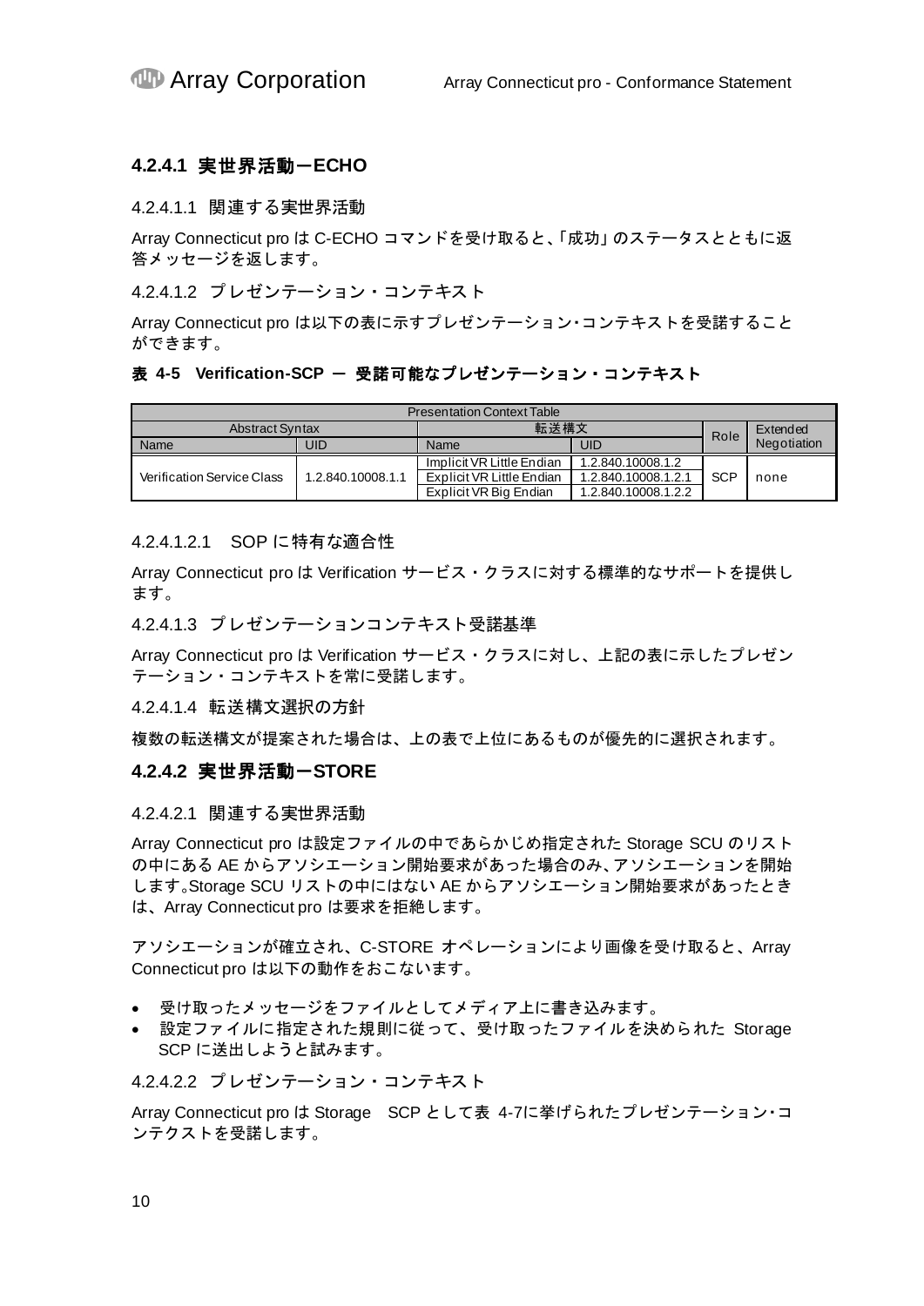### 4.2.4.1 実世界活動－ECHO

4.2.4.1.1 関連する実世界活動

Array Connecticut pro は C-ECHO コマンドを受け取ると､｢成功｣ のステータスとともに返答メッセージを返します。

4.2.4.1.2 プレゼンテーション・コンテキスト

Array Connecticut pro は以下の表に示すプレゼンテーション･コンテキストを受諾することができます。

**表 4-5 Verification-SCP － 受諾可能なプレゼンテーション・コンテキスト**

| Presentation Context Table | | | | | |
|---|---|---|---|---|---|
| Abstract Syntax | | 転送構文 | | Role | Extended Negotiation |
| Name | UID | Name | UID | | |
| Verification Service Class | 1.2.840.10008.1.1 | Implicit VR Little Endian | 1.2.840.10008.1.2 | SCP | none |
| | | Explicit VR Little Endian | 1.2.840.10008.1.2.1 | | |
| | | Explicit VR Big Endian | 1.2.840.10008.1.2.2 | | |

4.2.4.1.2.1 SOP に特有な適合性

Array Connecticut pro は Verification サービス・クラスに対する標準的なサポートを提供します。

4.2.4.1.3 プレゼンテーションコンテキスト受諾基準

Array Connecticut pro は Verification サービス・クラスに対し、上記の表に示したプレゼンテーション・コンテキストを常に受諾します。

4.2.4.1.4 転送構文選択の方針

複数の転送構文が提案された場合は、上の表で上位にあるものが優先的に選択されます。

### 4.2.4.2 実世界活動－STORE

4.2.4.2.1 関連する実世界活動

Array Connecticut pro は設定ファイルの中であらかじめ指定された Storage SCU のリストの中にある AE からアソシエーション開始要求があった場合のみ､アソシエーションを開始します｡Storage SCU リストの中にはない AE からアソシエーション開始要求があったときは、Array Connecticut pro は要求を拒絶します。

アソシエーションが確立され、C-STORE オペレーションにより画像を受け取ると、Array Connecticut pro は以下の動作をおこないます。

- 受け取ったメッセージをファイルとしてメディア上に書き込みます。
- 設定ファイルに指定された規則に従って、受け取ったファイルを決められた Storage SCP に送出しようと試みます。

4.2.4.2.2 プレゼンテーション・コンテキスト

Array Connecticut pro は Storage SCP として表 4-7に挙げられたプレゼンテーション･コンテクストを受諾します。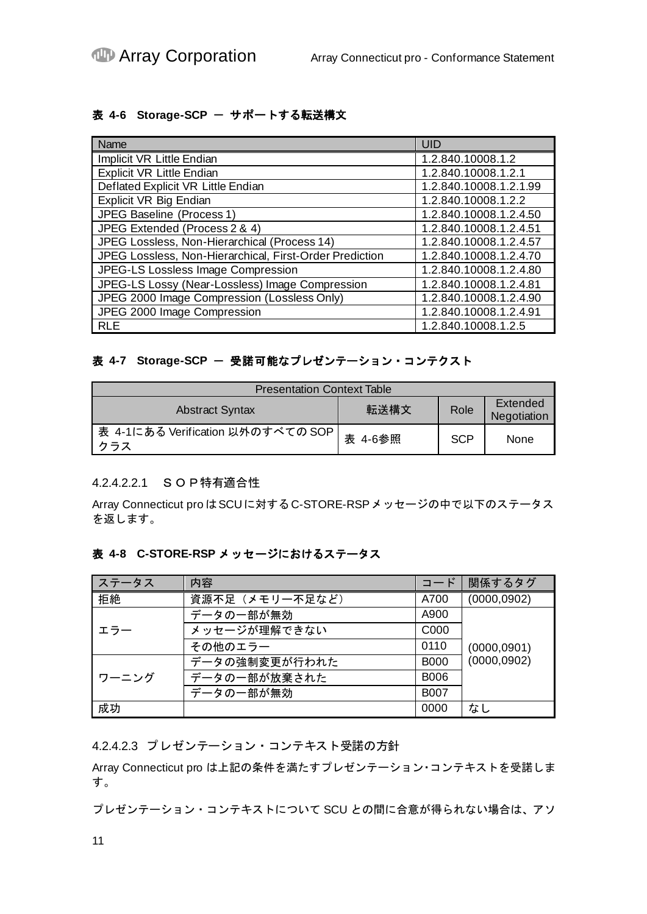**表 4-6 Storage-SCP ― サポートする転送構文**

| Name | UID |
| --- | --- |
| Implicit VR Little Endian | 1.2.840.10008.1.2 |
| Explicit VR Little Endian | 1.2.840.10008.1.2.1 |
| Deflated Explicit VR Little Endian | 1.2.840.10008.1.2.1.99 |
| Explicit VR Big Endian | 1.2.840.10008.1.2.2 |
| JPEG Baseline (Process 1) | 1.2.840.10008.1.2.4.50 |
| JPEG Extended (Process 2 & 4) | 1.2.840.10008.1.2.4.51 |
| JPEG Lossless, Non-Hierarchical (Process 14) | 1.2.840.10008.1.2.4.57 |
| JPEG Lossless, Non-Hierarchical, First-Order Prediction | 1.2.840.10008.1.2.4.70 |
| JPEG-LS Lossless Image Compression | 1.2.840.10008.1.2.4.80 |
| JPEG-LS Lossy (Near-Lossless) Image Compression | 1.2.840.10008.1.2.4.81 |
| JPEG 2000 Image Compression (Lossless Only) | 1.2.840.10008.1.2.4.90 |
| JPEG 2000 Image Compression | 1.2.840.10008.1.2.4.91 |
| RLE | 1.2.840.10008.1.2.5 |

**表 4-7 Storage-SCP ― 受諾可能なプレゼンテーション・コンテクスト**

| Presentation Context Table | | | |
| --- | --- | --- | --- |
| Abstract Syntax | 転送構文 | Role | Extended Negotiation |
| 表 4-1にある Verification 以外のすべての SOP クラス | 表 4-6参照 | SCP | None |

4.2.4.2.2.1 ＳＯＰ特有適合性

Array Connecticut pro はSCUに対するC-STORE-RSPメッセージの中で以下のステータスを返します。

**表 4-8 C-STORE-RSP メッセージにおけるステータス**

| ステータス | 内容 | コード | 関係するタグ |
| --- | --- | --- | --- |
| 拒絶 | 資源不足（メモリー不足など） | A700 | (0000,0902) |
| エラー | データの一部が無効 | A900 | (0000,0901) (0000,0902) |
| | メッセージが理解できない | C000 | |
| | その他のエラー | 0110 | |
| ワーニング | データの強制変更が行われた | B000 | |
| | データの一部が放棄された | B006 | |
| | データの一部が無効 | B007 | |
| 成功 | | 0000 | なし |

4.2.4.2.3 プレゼンテーション・コンテキスト受諾の方針

Array Connecticut pro は上記の条件を満たすプレゼンテーション･コンテキストを受諾します。

プレゼンテーション・コンテキストについて SCU との間に合意が得られない場合は、アソ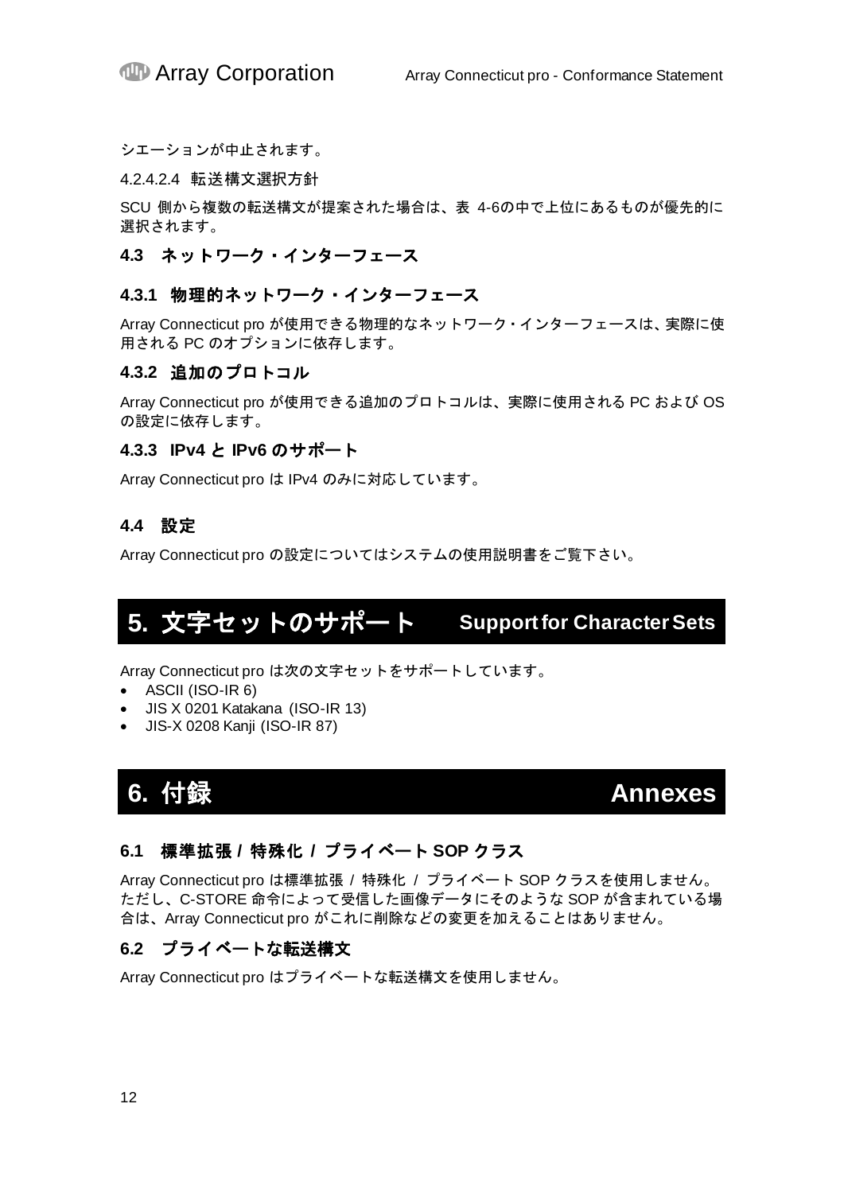シエーションが中止されます。

4.2.4.2.4 転送構文選択方針

SCU 側から複数の転送構文が提案された場合は、表 4-6の中で上位にあるものが優先的に選択されます。

## 4.3 ネットワーク・インターフェース

### 4.3.1 物理的ネットワーク・インターフェース

Array Connecticut pro が使用できる物理的なネットワーク・インターフェースは、実際に使用される PC のオプションに依存します。

### 4.3.2 追加のプロトコル

Array Connecticut pro が使用できる追加のプロトコルは、実際に使用される PC および OS の設定に依存します。

### 4.3.3 IPv4 と IPv6 のサポート

Array Connecticut pro は IPv4 のみに対応しています。

## 4.4 設定

Array Connecticut pro の設定についてはシステムの使用説明書をご覧下さい。

# 5. 文字セットのサポート Support for Character Sets

Array Connecticut pro は次の文字セットをサポートしています。

- ASCII (ISO-IR 6)
- JIS X 0201 Katakana (ISO-IR 13)
- JIS-X 0208 Kanji (ISO-IR 87)

# 6. 付録 Annexes

## 6.1 標準拡張 / 特殊化 / プライベート SOP クラス

Array Connecticut pro は標準拡張 / 特殊化 / プライベート SOP クラスを使用しません。ただし、C-STORE 命令によって受信した画像データにそのような SOP が含まれている場合は、Array Connecticut pro がこれに削除などの変更を加えることはありません。

## 6.2 プライベートな転送構文

Array Connecticut pro はプライベートな転送構文を使用しません。